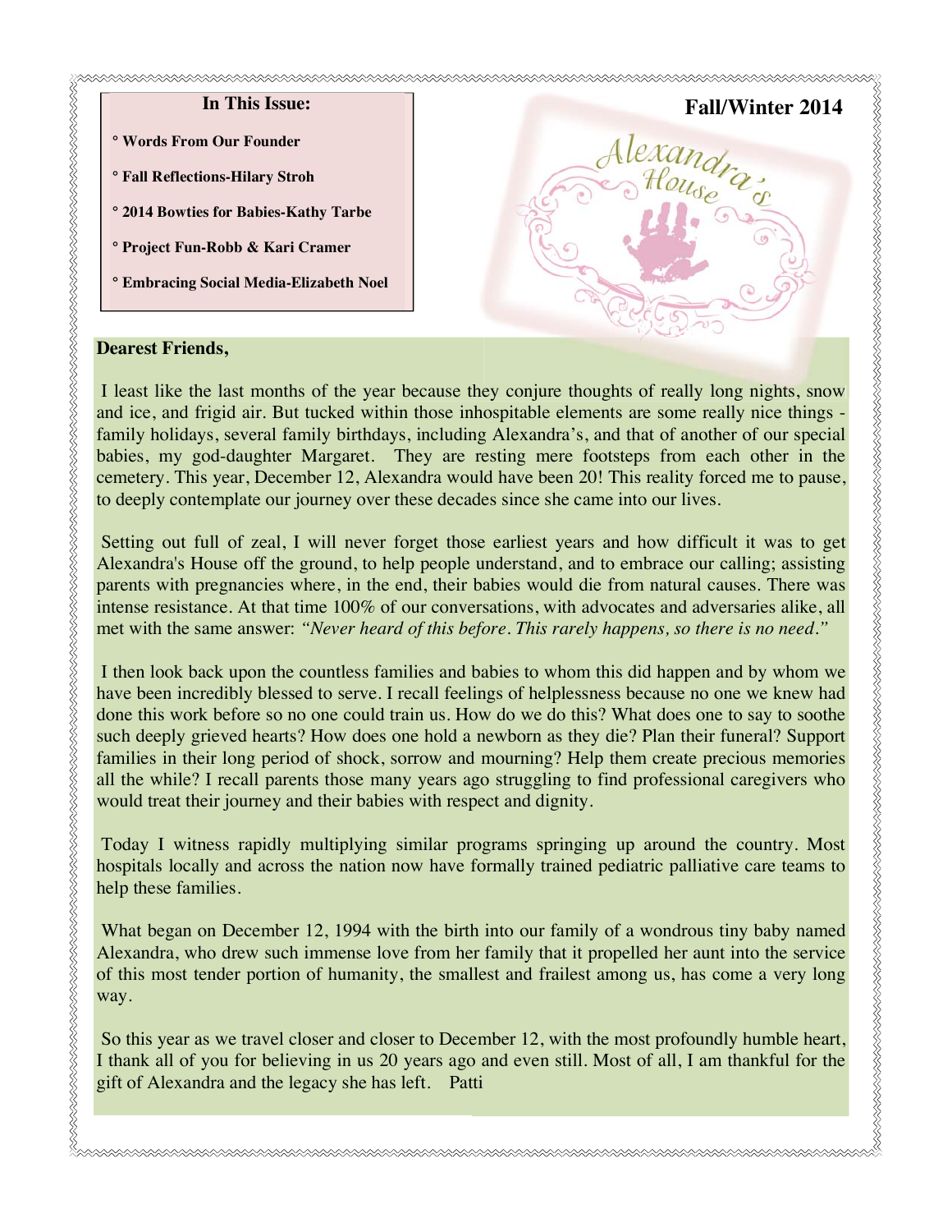**In This Issue:**

° Words From Our Founder

° Fall Reflections-Hilary Stroh

° 2014 Bowties for Babies-Kathy Tarbe

° Project Fun-Robb & Kari Cramer

° Embracing Social Media-Elizabeth Noel

**Fall/Winter 2014**

Alexandra's House

**Dearest Friends,**

I least like the last months of the year because they conjure thoughts of really long nights, snow and ice, and frigid air. But tucked within those inhospitable elements are some really nice things - family holidays, several family birthdays, including Alexandra's, and that of another of our special babies, my god-daughter Margaret. They are resting mere footsteps from each other in the cemetery. This year, December 12, Alexandra would have been 20! This reality forced me to pause, to deeply contemplate our journey over these decades since she came into our lives.

Setting out full of zeal, I will never forget those earliest years and how difficult it was to get Alexandra's House off the ground, to help people understand, and to embrace our calling; assisting parents with pregnancies where, in the end, their babies would die from natural causes. There was intense resistance. At that time 100% of our conversations, with advocates and adversaries alike, all met with the same answer: *"Never heard of this before. This rarely happens, so there is no need."*

I then look back upon the countless families and babies to whom this did happen and by whom we have been incredibly blessed to serve. I recall feelings of helplessness because no one we knew had done this work before so no one could train us. How do we do this? What does one to say to soothe such deeply grieved hearts? How does one hold a newborn as they die? Plan their funeral? Support families in their long period of shock, sorrow and mourning? Help them create precious memories all the while? I recall parents those many years ago struggling to find professional caregivers who would treat their journey and their babies with respect and dignity.

Today I witness rapidly multiplying similar programs springing up around the country. Most hospitals locally and across the nation now have formally trained pediatric palliative care teams to help these families.

What began on December 12, 1994 with the birth into our family of a wondrous tiny baby named Alexandra, who drew such immense love from her family that it propelled her aunt into the service of this most tender portion of humanity, the smallest and frailest among us, has come a very long way.

So this year as we travel closer and closer to December 12, with the most profoundly humble heart, I thank all of you for believing in us 20 years ago and even still. Most of all, I am thankful for the gift of Alexandra and the legacy she has left. Patti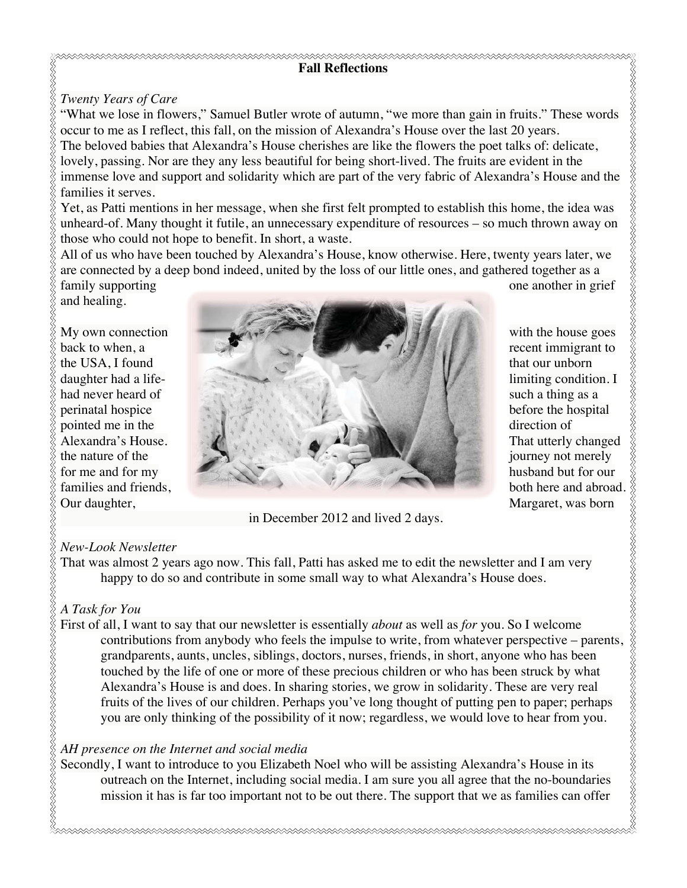## Fall Reflections

*Twenty Years of Care*

"What we lose in flowers," Samuel Butler wrote of autumn, "we more than gain in fruits." These words occur to me as I reflect, this fall, on the mission of Alexandra's House over the last 20 years.

The beloved babies that Alexandra's House cherishes are like the flowers the poet talks of: delicate, lovely, passing. Nor are they any less beautiful for being short-lived. The fruits are evident in the immense love and support and solidarity which are part of the very fabric of Alexandra's House and the families it serves.

Yet, as Patti mentions in her message, when she first felt prompted to establish this home, the idea was unheard-of. Many thought it futile, an unnecessary expenditure of resources – so much thrown away on those who could not hope to benefit. In short, a waste.

All of us who have been touched by Alexandra's House, know otherwise. Here, twenty years later, we are connected by a deep bond indeed, united by the loss of our little ones, and gathered together as a family supporting one another in grief and healing.

My own connection with the house goes back to when, a recent immigrant to the USA, I found that our unborn daughter had a life-limiting condition. I had never heard of such a thing as a perinatal hospice before the hospital pointed me in the direction of Alexandra's House. That utterly changed the nature of the journey not merely for me and for my husband but for our families and friends, both here and abroad. Our daughter, Margaret, was born in December 2012 and lived 2 days.

*New-Look Newsletter*

That was almost 2 years ago now. This fall, Patti has asked me to edit the newsletter and I am very happy to do so and contribute in some small way to what Alexandra's House does.

*A Task for You*

First of all, I want to say that our newsletter is essentially *about* as well as *for* you. So I welcome contributions from anybody who feels the impulse to write, from whatever perspective – parents, grandparents, aunts, uncles, siblings, doctors, nurses, friends, in short, anyone who has been touched by the life of one or more of these precious children or who has been struck by what Alexandra's House is and does. In sharing stories, we grow in solidarity. These are very real fruits of the lives of our children. Perhaps you've long thought of putting pen to paper; perhaps you are only thinking of the possibility of it now; regardless, we would love to hear from you.

*AH presence on the Internet and social media*

Secondly, I want to introduce to you Elizabeth Noel who will be assisting Alexandra's House in its outreach on the Internet, including social media. I am sure you all agree that the no-boundaries mission it has is far too important not to be out there. The support that we as families can offer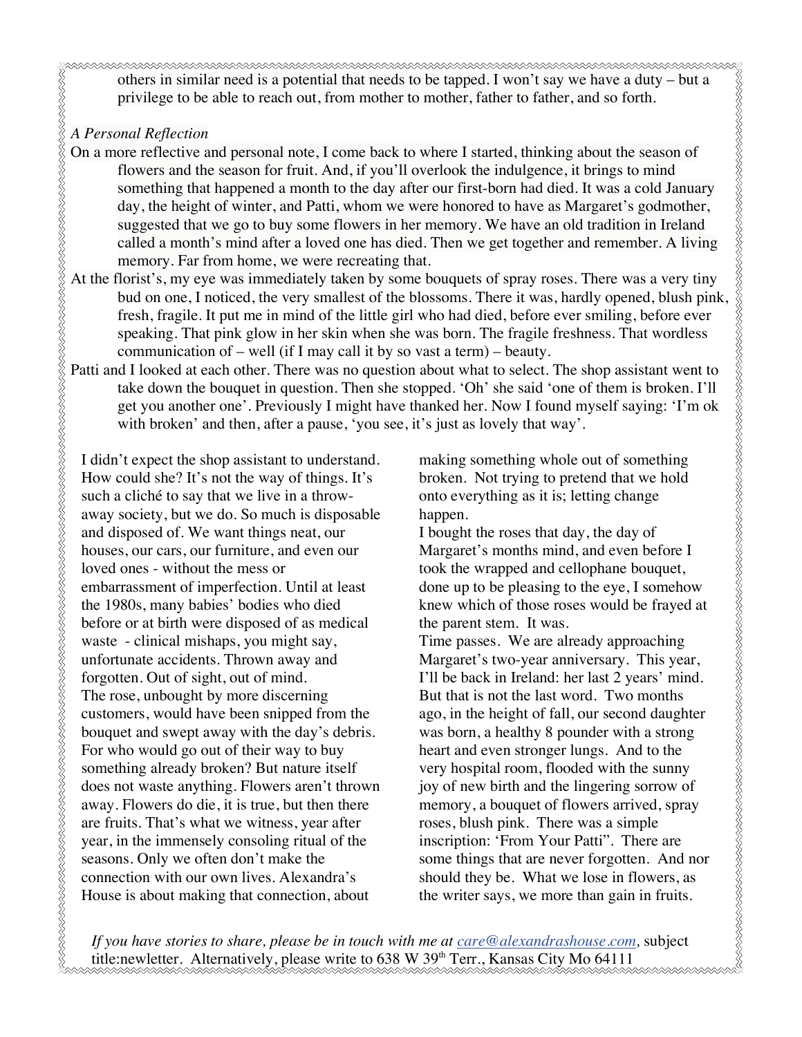others in similar need is a potential that needs to be tapped. I won't say we have a duty – but a privilege to be able to reach out, from mother to mother, father to father, and so forth.

*A Personal Reflection*

On a more reflective and personal note, I come back to where I started, thinking about the season of flowers and the season for fruit. And, if you'll overlook the indulgence, it brings to mind something that happened a month to the day after our first-born had died. It was a cold January day, the height of winter, and Patti, whom we were honored to have as Margaret's godmother, suggested that we go to buy some flowers in her memory. We have an old tradition in Ireland called a month's mind after a loved one has died. Then we get together and remember. A living memory. Far from home, we were recreating that.

At the florist's, my eye was immediately taken by some bouquets of spray roses. There was a very tiny bud on one, I noticed, the very smallest of the blossoms. There it was, hardly opened, blush pink, fresh, fragile. It put me in mind of the little girl who had died, before ever smiling, before ever speaking. That pink glow in her skin when she was born. The fragile freshness. That wordless communication of – well (if I may call it by so vast a term) – beauty.

Patti and I looked at each other. There was no question about what to select. The shop assistant went to take down the bouquet in question. Then she stopped. 'Oh' she said 'one of them is broken. I'll get you another one'. Previously I might have thanked her. Now I found myself saying: 'I'm ok with broken' and then, after a pause, 'you see, it's just as lovely that way'.

I didn't expect the shop assistant to understand. How could she? It's not the way of things. It's such a cliché to say that we live in a throw-away society, but we do. So much is disposable and disposed of. We want things neat, our houses, our cars, our furniture, and even our loved ones - without the mess or embarrassment of imperfection. Until at least the 1980s, many babies' bodies who died before or at birth were disposed of as medical waste - clinical mishaps, you might say, unfortunate accidents. Thrown away and forgotten. Out of sight, out of mind.

The rose, unbought by more discerning customers, would have been snipped from the bouquet and swept away with the day's debris. For who would go out of their way to buy something already broken? But nature itself does not waste anything. Flowers aren't thrown away. Flowers do die, it is true, but then there are fruits. That's what we witness, year after year, in the immensely consoling ritual of the seasons. Only we often don't make the connection with our own lives. Alexandra's House is about making that connection, about making something whole out of something broken. Not trying to pretend that we hold onto everything as it is; letting change happen.

I bought the roses that day, the day of Margaret's months mind, and even before I took the wrapped and cellophane bouquet, done up to be pleasing to the eye, I somehow knew which of those roses would be frayed at the parent stem. It was.

Time passes. We are already approaching Margaret's two-year anniversary. This year, I'll be back in Ireland: her last 2 years' mind. But that is not the last word. Two months ago, in the height of fall, our second daughter was born, a healthy 8 pounder with a strong heart and even stronger lungs. And to the very hospital room, flooded with the sunny joy of new birth and the lingering sorrow of memory, a bouquet of flowers arrived, spray roses, blush pink. There was a simple inscription: 'From Your Patti". There are some things that are never forgotten. And nor should they be. What we lose in flowers, as the writer says, we more than gain in fruits.

*If you have stories to share, please be in touch with me at [care@alexandrashouse.com](mailto:care@alexandrashouse.com),* subject title:newletter. Alternatively, please write to 638 W 39th Terr., Kansas City Mo 64111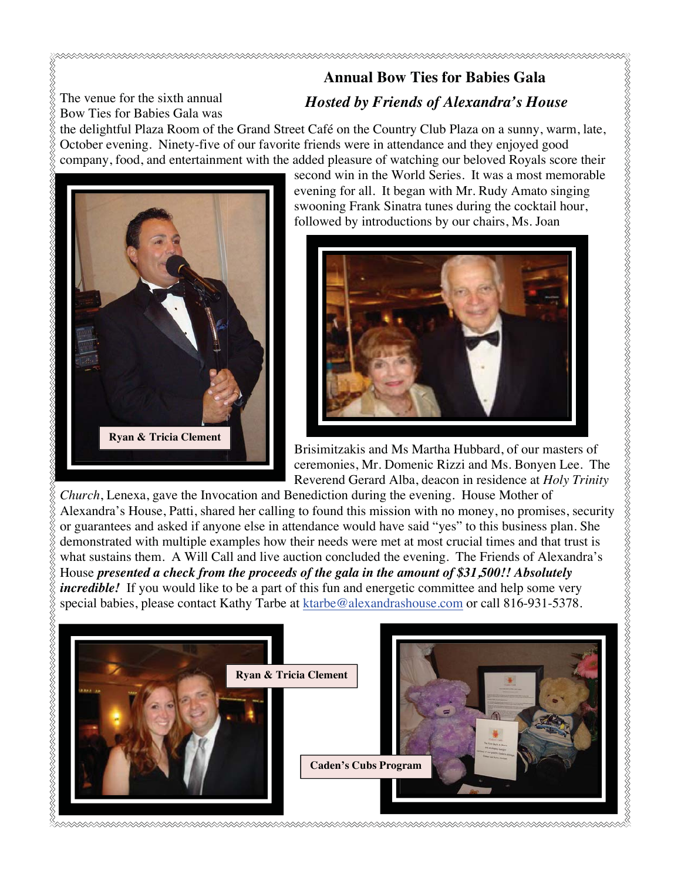## Annual Bow Ties for Babies Gala

### *Hosted by Friends of Alexandra's House*

The venue for the sixth annual Bow Ties for Babies Gala was the delightful Plaza Room of the Grand Street Café on the Country Club Plaza on a sunny, warm, late, October evening. Ninety-five of our favorite friends were in attendance and they enjoyed good company, food, and entertainment with the added pleasure of watching our beloved Royals score their second win in the World Series. It was a most memorable evening for all. It began with Mr. Rudy Amato singing swooning Frank Sinatra tunes during the cocktail hour, followed by introductions by our chairs, Ms. Joan Brisimitzakis and Ms Martha Hubbard, of our masters of ceremonies, Mr. Domenic Rizzi and Ms. Bonyen Lee. The Reverend Gerard Alba, deacon in residence at *Holy Trinity Church*, Lenexa, gave the Invocation and Benediction during the evening. House Mother of Alexandra's House, Patti, shared her calling to found this mission with no money, no promises, security or guarantees and asked if anyone else in attendance would have said "yes" to this business plan. She demonstrated with multiple examples how their needs were met at most crucial times and that trust is what sustains them. A Will Call and live auction concluded the evening. The Friends of Alexandra's House ***presented a check from the proceeds of the gala in the amount of $31,500!! Absolutely incredible!*** If you would like to be a part of this fun and energetic committee and help some very special babies, please contact Kathy Tarbe at ktarbe@alexandrashouse.com or call 816-931-5378.

Ryan & Tricia Clement

Ryan & Tricia Clement

Caden's Cubs Program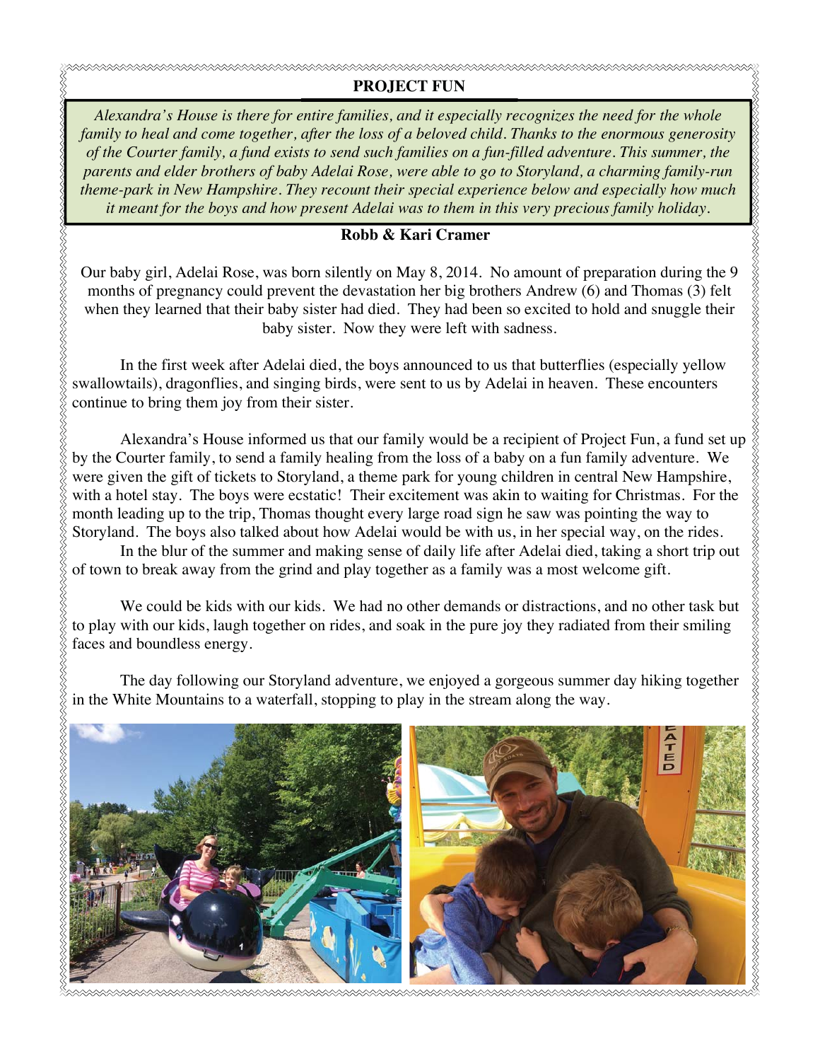## PROJECT FUN

*Alexandra's House is there for entire families, and it especially recognizes the need for the whole family to heal and come together, after the loss of a beloved child. Thanks to the enormous generosity of the Courter family, a fund exists to send such families on a fun-filled adventure. This summer, the parents and elder brothers of baby Adelai Rose, were able to go to Storyland, a charming family-run theme-park in New Hampshire. They recount their special experience below and especially how much it meant for the boys and how present Adelai was to them in this very precious family holiday.*

### Robb & Kari Cramer

Our baby girl, Adelai Rose, was born silently on May 8, 2014. No amount of preparation during the 9 months of pregnancy could prevent the devastation her big brothers Andrew (6) and Thomas (3) felt when they learned that their baby sister had died. They had been so excited to hold and snuggle their baby sister. Now they were left with sadness.

In the first week after Adelai died, the boys announced to us that butterflies (especially yellow swallowtails), dragonflies, and singing birds, were sent to us by Adelai in heaven. These encounters continue to bring them joy from their sister.

Alexandra's House informed us that our family would be a recipient of Project Fun, a fund set up by the Courter family, to send a family healing from the loss of a baby on a fun family adventure. We were given the gift of tickets to Storyland, a theme park for young children in central New Hampshire, with a hotel stay. The boys were ecstatic! Their excitement was akin to waiting for Christmas. For the month leading up to the trip, Thomas thought every large road sign he saw was pointing the way to Storyland. The boys also talked about how Adelai would be with us, in her special way, on the rides.

In the blur of the summer and making sense of daily life after Adelai died, taking a short trip out of town to break away from the grind and play together as a family was a most welcome gift.

We could be kids with our kids. We had no other demands or distractions, and no other task but to play with our kids, laugh together on rides, and soak in the pure joy they radiated from their smiling faces and boundless energy.

The day following our Storyland adventure, we enjoyed a gorgeous summer day hiking together in the White Mountains to a waterfall, stopping to play in the stream along the way.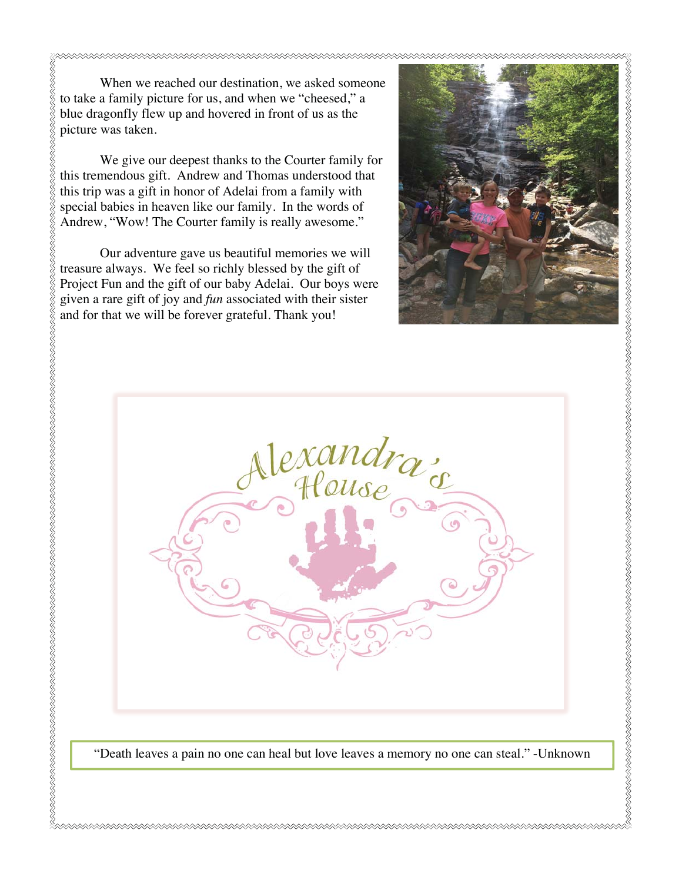When we reached our destination, we asked someone to take a family picture for us, and when we "cheesed," a blue dragonfly flew up and hovered in front of us as the picture was taken.

We give our deepest thanks to the Courter family for this tremendous gift. Andrew and Thomas understood that this trip was a gift in honor of Adelai from a family with special babies in heaven like our family. In the words of Andrew, "Wow! The Courter family is really awesome."

Our adventure gave us beautiful memories we will treasure always. We feel so richly blessed by the gift of Project Fun and the gift of our baby Adelai. Our boys were given a rare gift of joy and *fun* associated with their sister and for that we will be forever grateful. Thank you!

Alexandra's House

"Death leaves a pain no one can heal but love leaves a memory no one can steal." -Unknown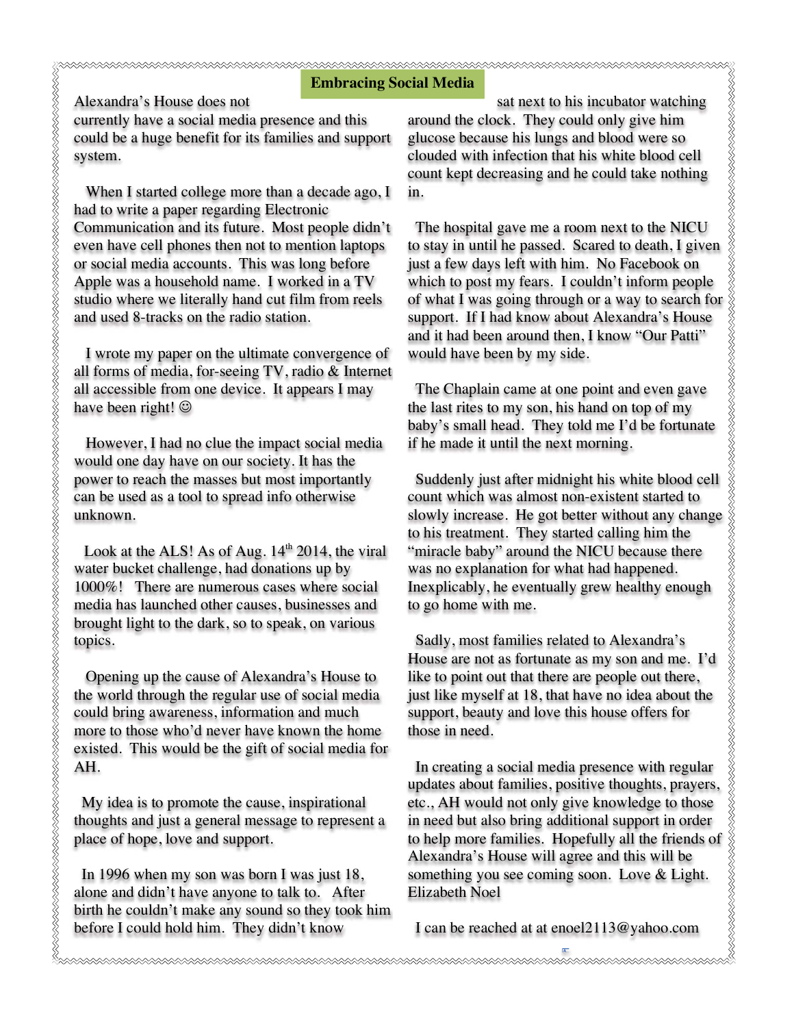## Embracing Social Media

Alexandra's House does not currently have a social media presence and this could be a huge benefit for its families and support system.

When I started college more than a decade ago, I had to write a paper regarding Electronic Communication and its future. Most people didn't even have cell phones then not to mention laptops or social media accounts. This was long before Apple was a household name. I worked in a TV studio where we literally hand cut film from reels and used 8-tracks on the radio station.

I wrote my paper on the ultimate convergence of all forms of media, for-seeing TV, radio & Internet all accessible from one device. It appears I may have been right! ☺

However, I had no clue the impact social media would one day have on our society. It has the power to reach the masses but most importantly can be used as a tool to spread info otherwise unknown.

Look at the ALS! As of Aug. 14th 2014, the viral water bucket challenge, had donations up by 1000%! There are numerous cases where social media has launched other causes, businesses and brought light to the dark, so to speak, on various topics.

Opening up the cause of Alexandra's House to the world through the regular use of social media could bring awareness, information and much more to those who'd never have known the home existed. This would be the gift of social media for AH.

My idea is to promote the cause, inspirational thoughts and just a general message to represent a place of hope, love and support.

In 1996 when my son was born I was just 18, alone and didn't have anyone to talk to. After birth he couldn't make any sound so they took him before I could hold him. They didn't know sat next to his incubator watching around the clock. They could only give him glucose because his lungs and blood were so clouded with infection that his white blood cell count kept decreasing and he could take nothing in.

The hospital gave me a room next to the NICU to stay in until he passed. Scared to death, I given just a few days left with him. No Facebook on which to post my fears. I couldn't inform people of what I was going through or a way to search for support. If I had know about Alexandra's House and it had been around then, I know "Our Patti" would have been by my side.

The Chaplain came at one point and even gave the last rites to my son, his hand on top of my baby's small head. They told me I'd be fortunate if he made it until the next morning.

Suddenly just after midnight his white blood cell count which was almost non-existent started to slowly increase. He got better without any change to his treatment. They started calling him the "miracle baby" around the NICU because there was no explanation for what had happened. Inexplicably, he eventually grew healthy enough to go home with me.

Sadly, most families related to Alexandra's House are not as fortunate as my son and me. I'd like to point out that there are people out there, just like myself at 18, that have no idea about the support, beauty and love this house offers for those in need.

In creating a social media presence with regular updates about families, positive thoughts, prayers, etc., AH would not only give knowledge to those in need but also bring additional support in order to help more families. Hopefully all the friends of Alexandra's House will agree and this will be something you see coming soon. Love & Light. Elizabeth Noel

I can be reached at at enoel2113@yahoo.com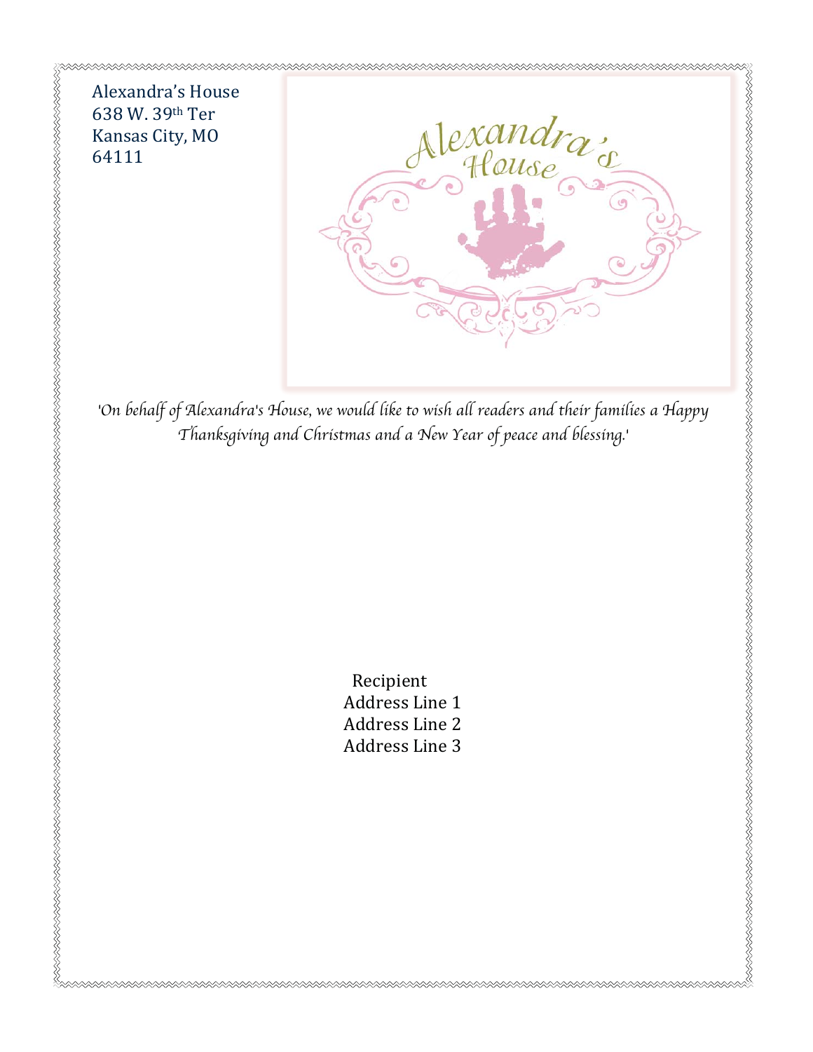Alexandra's House
638 W. 39th Ter
Kansas City, MO
64111

*'On behalf of Alexandra's House, we would like to wish all readers and their families a Happy Thanksgiving and Christmas and a New Year of peace and blessing.'*

Recipient
Address Line 1
Address Line 2
Address Line 3